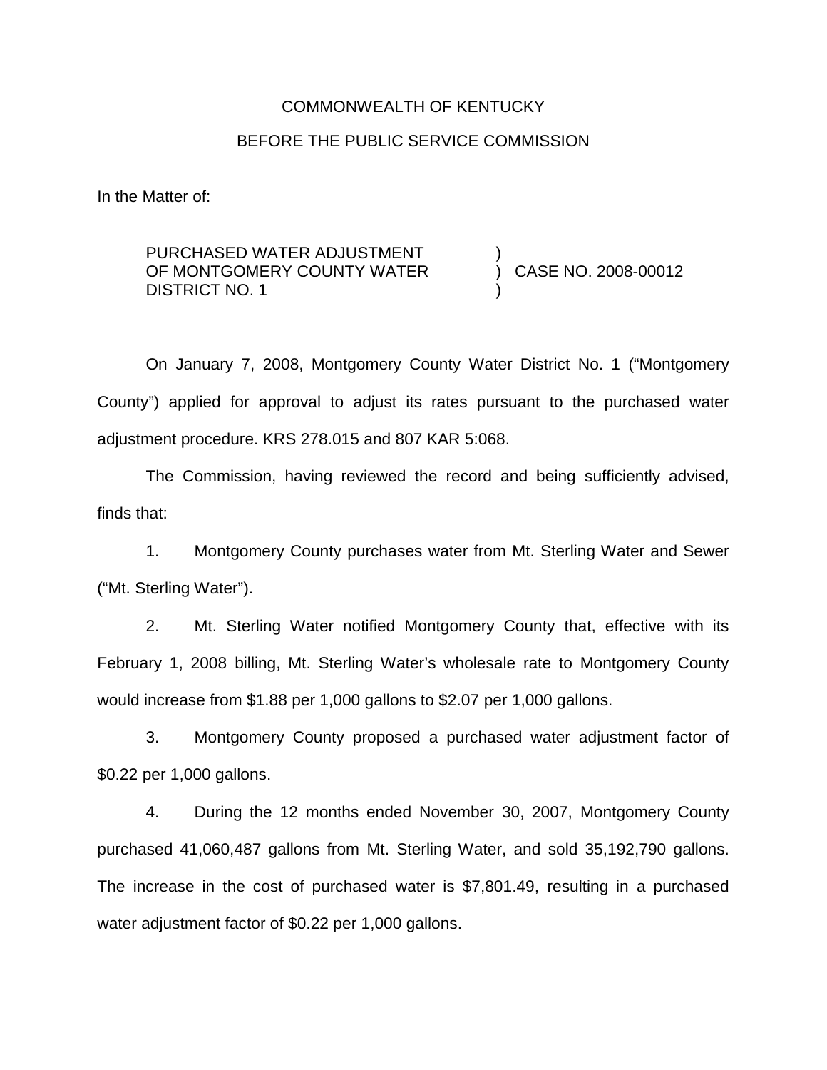COMMONWEALTH OF KENTUCKY

BEFORE THE PUBLIC SERVICE COMMISSION

In the Matter of:

| | | |
|---|---|---|
| PURCHASED WATER ADJUSTMENT OF MONTGOMERY COUNTY WATER DISTRICT NO. 1 | ) ) ) | CASE NO. 2008-00012 |

On January 7, 2008, Montgomery County Water District No. 1 ("Montgomery County") applied for approval to adjust its rates pursuant to the purchased water adjustment procedure. KRS 278.015 and 807 KAR 5:068.

The Commission, having reviewed the record and being sufficiently advised, finds that:

1. Montgomery County purchases water from Mt. Sterling Water and Sewer ("Mt. Sterling Water").

2. Mt. Sterling Water notified Montgomery County that, effective with its February 1, 2008 billing, Mt. Sterling Water's wholesale rate to Montgomery County would increase from $1.88 per 1,000 gallons to $2.07 per 1,000 gallons.

3. Montgomery County proposed a purchased water adjustment factor of $0.22 per 1,000 gallons.

4. During the 12 months ended November 30, 2007, Montgomery County purchased 41,060,487 gallons from Mt. Sterling Water, and sold 35,192,790 gallons. The increase in the cost of purchased water is $7,801.49, resulting in a purchased water adjustment factor of $0.22 per 1,000 gallons.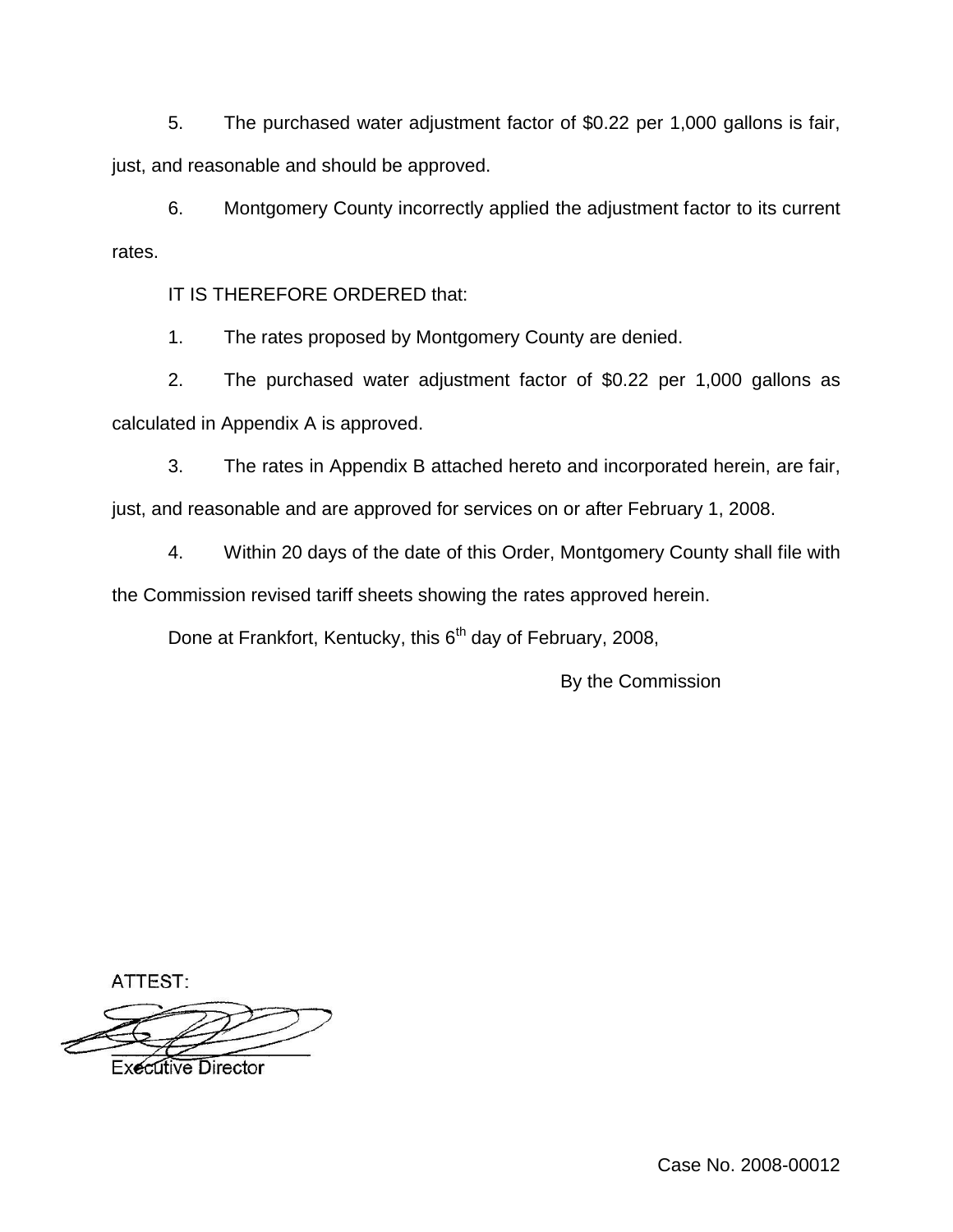5. The purchased water adjustment factor of $0.22 per 1,000 gallons is fair, just, and reasonable and should be approved.

6. Montgomery County incorrectly applied the adjustment factor to its current rates.

IT IS THEREFORE ORDERED that:

1. The rates proposed by Montgomery County are denied.

2. The purchased water adjustment factor of $0.22 per 1,000 gallons as calculated in Appendix A is approved.

3. The rates in Appendix B attached hereto and incorporated herein, are fair, just, and reasonable and are approved for services on or after February 1, 2008.

4. Within 20 days of the date of this Order, Montgomery County shall file with the Commission revised tariff sheets showing the rates approved herein.

Done at Frankfort, Kentucky, this 6th day of February, 2008,

By the Commission

ATTEST:

Executive Director

Case No. 2008-00012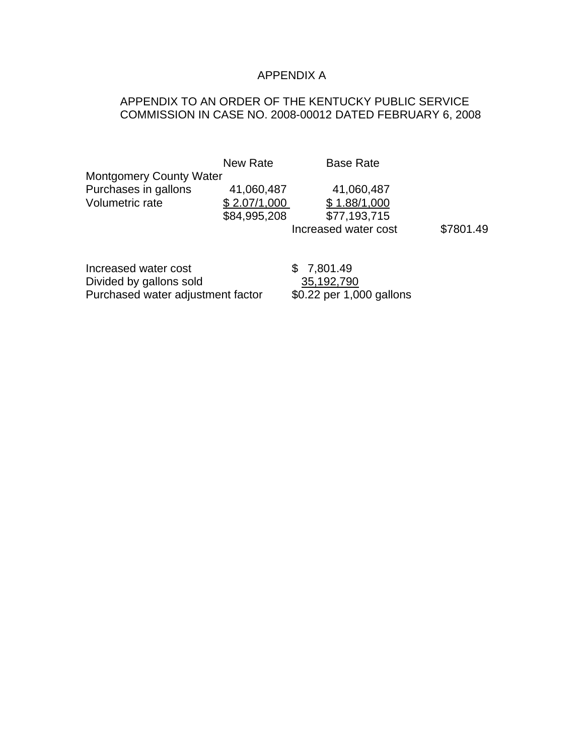# APPENDIX A

## APPENDIX TO AN ORDER OF THE KENTUCKY PUBLIC SERVICE COMMISSION IN CASE NO. 2008-00012 DATED FEBRUARY 6, 2008

| | New Rate | Base Rate | |
|---|---|---|---|
| Montgomery County Water | | | |
| Purchases in gallons | 41,060,487 | 41,060,487 | |
| Volumetric rate | $ 2.07/1,000 | $ 1.88/1,000 | |
| | $84,995,208 | $77,193,715 | |
| | | Increased water cost | $7801.49 |

| | |
|---|---|
| Increased water cost | $ 7,801.49 |
| Divided by gallons sold | 35,192,790 |
| Purchased water adjustment factor | $0.22 per 1,000 gallons |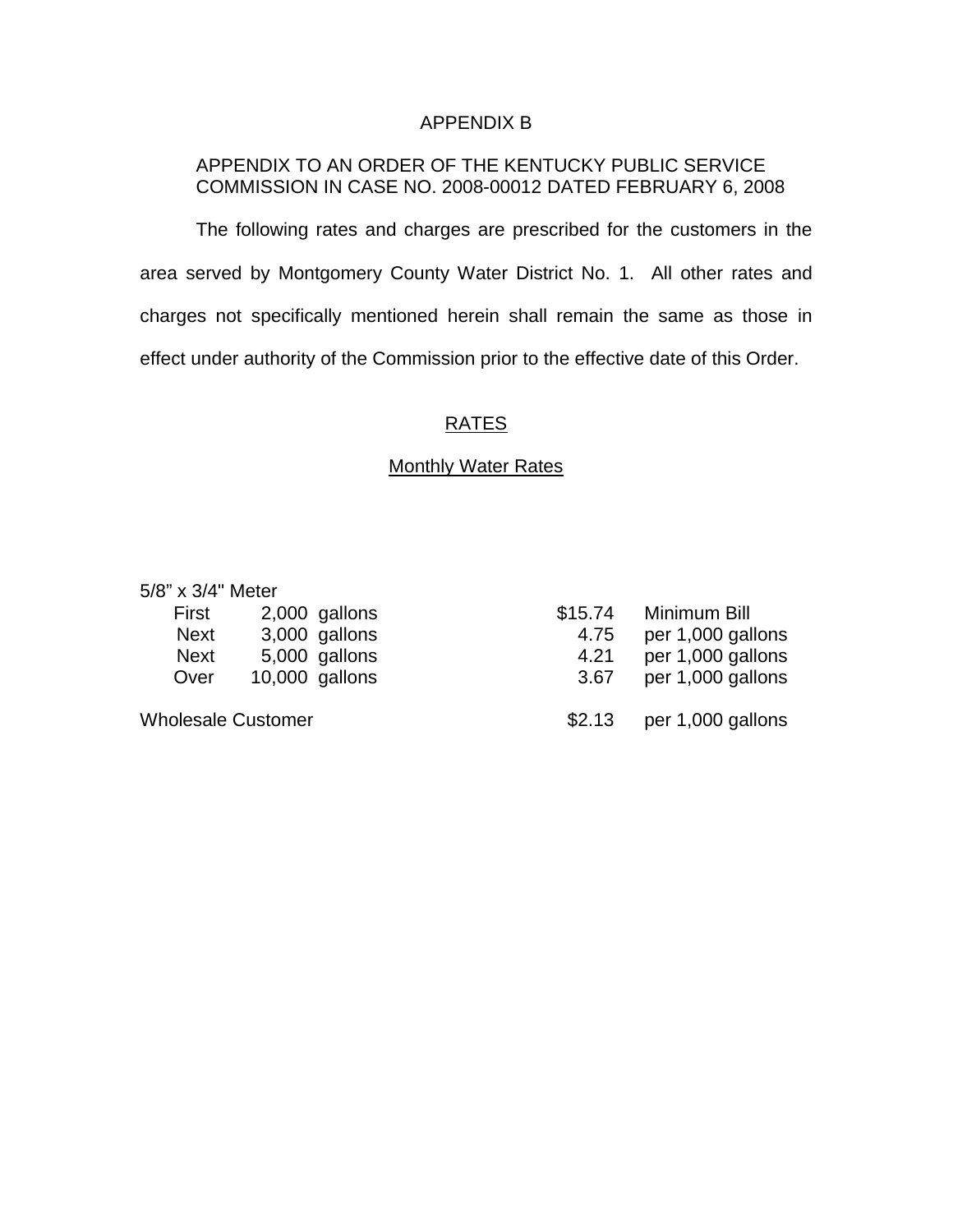APPENDIX B

APPENDIX TO AN ORDER OF THE KENTUCKY PUBLIC SERVICE COMMISSION IN CASE NO. 2008-00012 DATED FEBRUARY 6, 2008

The following rates and charges are prescribed for the customers in the area served by Montgomery County Water District No. 1. All other rates and charges not specifically mentioned herein shall remain the same as those in effect under authority of the Commission prior to the effective date of this Order.

RATES

Monthly Water Rates

| | | | |
|---|---|---|---|
| 5/8" x 3/4" Meter | | | |
| First | 2,000 gallons | $15.74 | Minimum Bill |
| Next | 3,000 gallons | 4.75 | per 1,000 gallons |
| Next | 5,000 gallons | 4.21 | per 1,000 gallons |
| Over | 10,000 gallons | 3.67 | per 1,000 gallons |
| Wholesale Customer | | $2.13 | per 1,000 gallons |